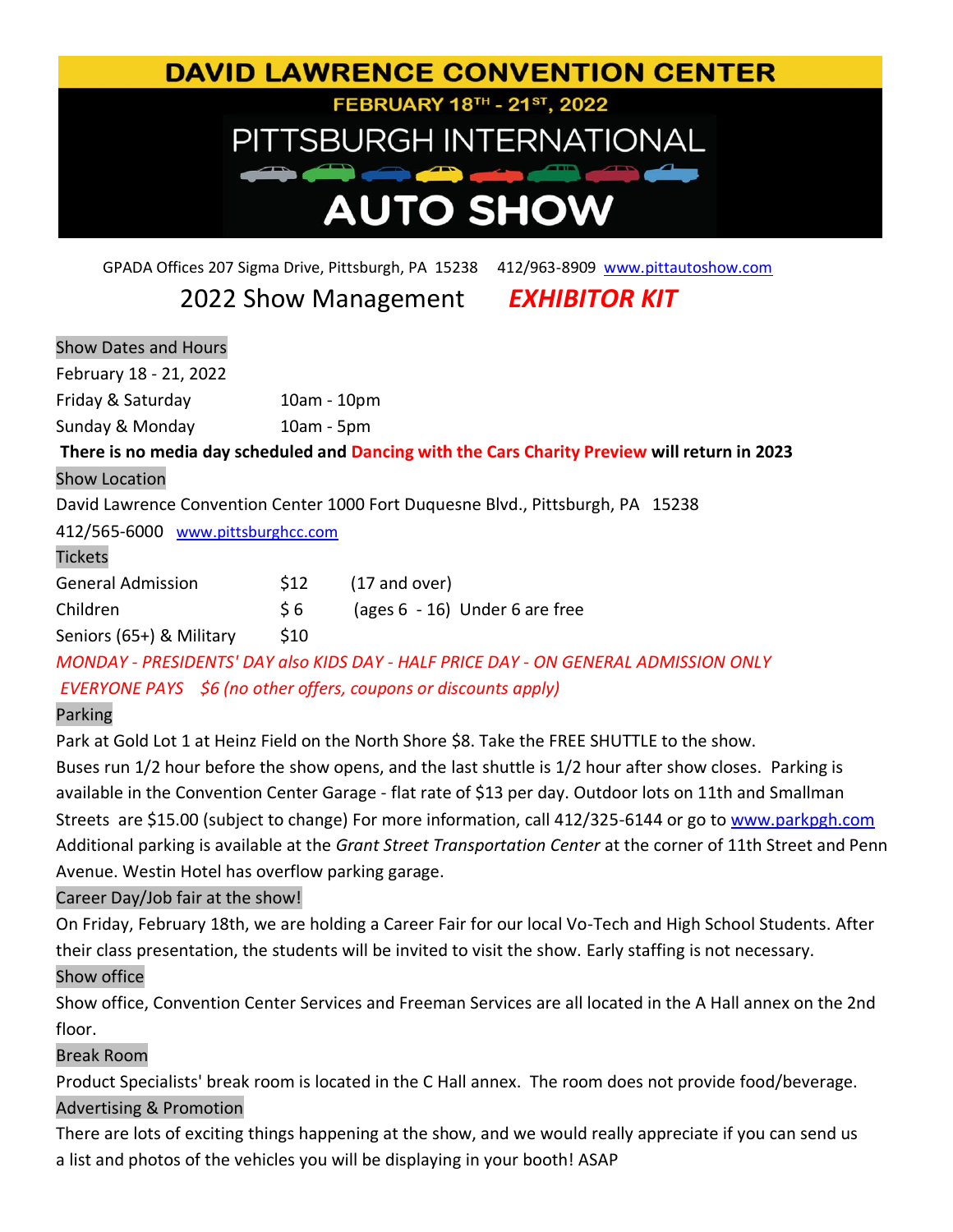# DAVID LAWRENCE CONVENTION CENTER

FEBRUARY 18TH - 21ST, 2022

# PITTSBURGH INTERNATIONAL AUTO SHOW

GPADA Offices 207 Sigma Drive, Pittsburgh, PA 15238 412/963-8909 www.pittautoshow.com

## 2022 Show Management ***EXHIBITOR KIT***

### Show Dates and Hours

February 18 - 21, 2022

| | |
|---|---|
| Friday & Saturday | 10am - 10pm |
| Sunday & Monday | 10am - 5pm |

**There is no media day scheduled and Dancing with the Cars Charity Preview will return in 2023**

### Show Location

David Lawrence Convention Center 1000 Fort Duquesne Blvd., Pittsburgh, PA 15238

412/565-6000 www.pittsburghcc.com

### Tickets

| | | |
|---|---|---|
| General Admission | $12 | (17 and over) |
| Children | $ 6 | (ages 6 - 16) Under 6 are free |
| Seniors (65+) & Military | $10 | |

*MONDAY - PRESIDENTS' DAY also KIDS DAY - HALF PRICE DAY - ON GENERAL ADMISSION ONLY*

*EVERYONE PAYS $6 (no other offers, coupons or discounts apply)*

### Parking

Park at Gold Lot 1 at Heinz Field on the North Shore $8. Take the FREE SHUTTLE to the show. Buses run 1/2 hour before the show opens, and the last shuttle is 1/2 hour after show closes. Parking is available in the Convention Center Garage - flat rate of $13 per day. Outdoor lots on 11th and Smallman Streets are $15.00 (subject to change) For more information, call 412/325-6144 or go to www.parkpgh.com Additional parking is available at the *Grant Street Transportation Center* at the corner of 11th Street and Penn Avenue. Westin Hotel has overflow parking garage.

### Career Day/Job fair at the show!

On Friday, February 18th, we are holding a Career Fair for our local Vo-Tech and High School Students. After their class presentation, the students will be invited to visit the show. Early staffing is not necessary.

### Show office

Show office, Convention Center Services and Freeman Services are all located in the A Hall annex on the 2nd floor.

### Break Room

Product Specialists' break room is located in the C Hall annex. The room does not provide food/beverage.

### Advertising & Promotion

There are lots of exciting things happening at the show, and we would really appreciate if you can send us a list and photos of the vehicles you will be displaying in your booth! ASAP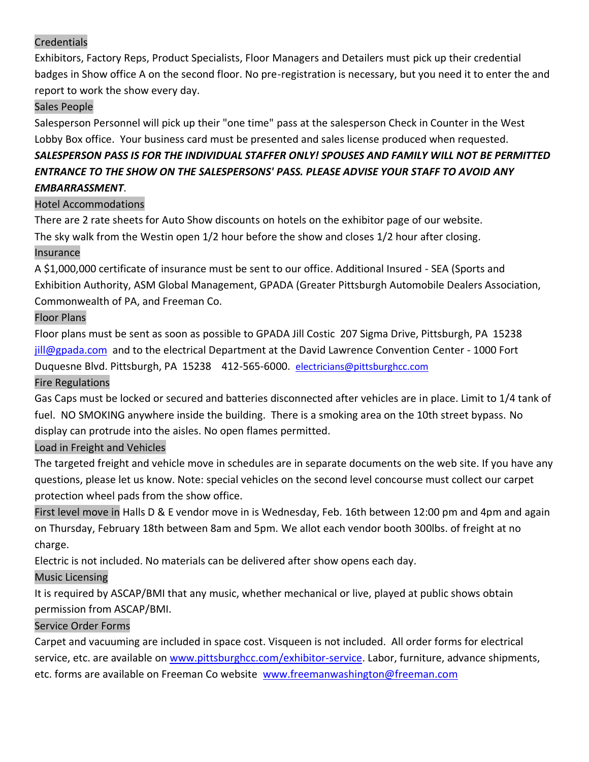### Credentials

Exhibitors, Factory Reps, Product Specialists, Floor Managers and Detailers must pick up their credential badges in Show office A on the second floor. No pre-registration is necessary, but you need it to enter the and report to work the show every day.

### Sales People

Salesperson Personnel will pick up their "one time" pass at the salesperson Check in Counter in the West Lobby Box office. Your business card must be presented and sales license produced when requested.

***SALESPERSON PASS IS FOR THE INDIVIDUAL STAFFER ONLY! SPOUSES AND FAMILY WILL NOT BE PERMITTED ENTRANCE TO THE SHOW ON THE SALESPERSONS' PASS. PLEASE ADVISE YOUR STAFF TO AVOID ANY EMBARRASSMENT***.

### Hotel Accommodations

There are 2 rate sheets for Auto Show discounts on hotels on the exhibitor page of our website.

The sky walk from the Westin open 1/2 hour before the show and closes 1/2 hour after closing.

### Insurance

A $1,000,000 certificate of insurance must be sent to our office. Additional Insured - SEA (Sports and Exhibition Authority, ASM Global Management, GPADA (Greater Pittsburgh Automobile Dealers Association, Commonwealth of PA, and Freeman Co.

### Floor Plans

Floor plans must be sent as soon as possible to GPADA Jill Costic 207 Sigma Drive, Pittsburgh, PA 15238 jill@gpada.com and to the electrical Department at the David Lawrence Convention Center - 1000 Fort Duquesne Blvd. Pittsburgh, PA 15238 412-565-6000. electricians@pittsburghcc.com

### Fire Regulations

Gas Caps must be locked or secured and batteries disconnected after vehicles are in place. Limit to 1/4 tank of fuel. NO SMOKING anywhere inside the building. There is a smoking area on the 10th street bypass. No display can protrude into the aisles. No open flames permitted.

### Load in Freight and Vehicles

The targeted freight and vehicle move in schedules are in separate documents on the web site. If you have any questions, please let us know. Note: special vehicles on the second level concourse must collect our carpet protection wheel pads from the show office.

**First level move in** Halls D & E vendor move in is Wednesday, Feb. 16th between 12:00 pm and 4pm and again on Thursday, February 18th between 8am and 5pm. We allot each vendor booth 300lbs. of freight at no charge.

Electric is not included. No materials can be delivered after show opens each day.

### Music Licensing

It is required by ASCAP/BMI that any music, whether mechanical or live, played at public shows obtain permission from ASCAP/BMI.

### Service Order Forms

Carpet and vacuuming are included in space cost. Visqueen is not included. All order forms for electrical service, etc. are available on www.pittsburghcc.com/exhibitor-service. Labor, furniture, advance shipments, etc. forms are available on Freeman Co website www.freemanwashington@freeman.com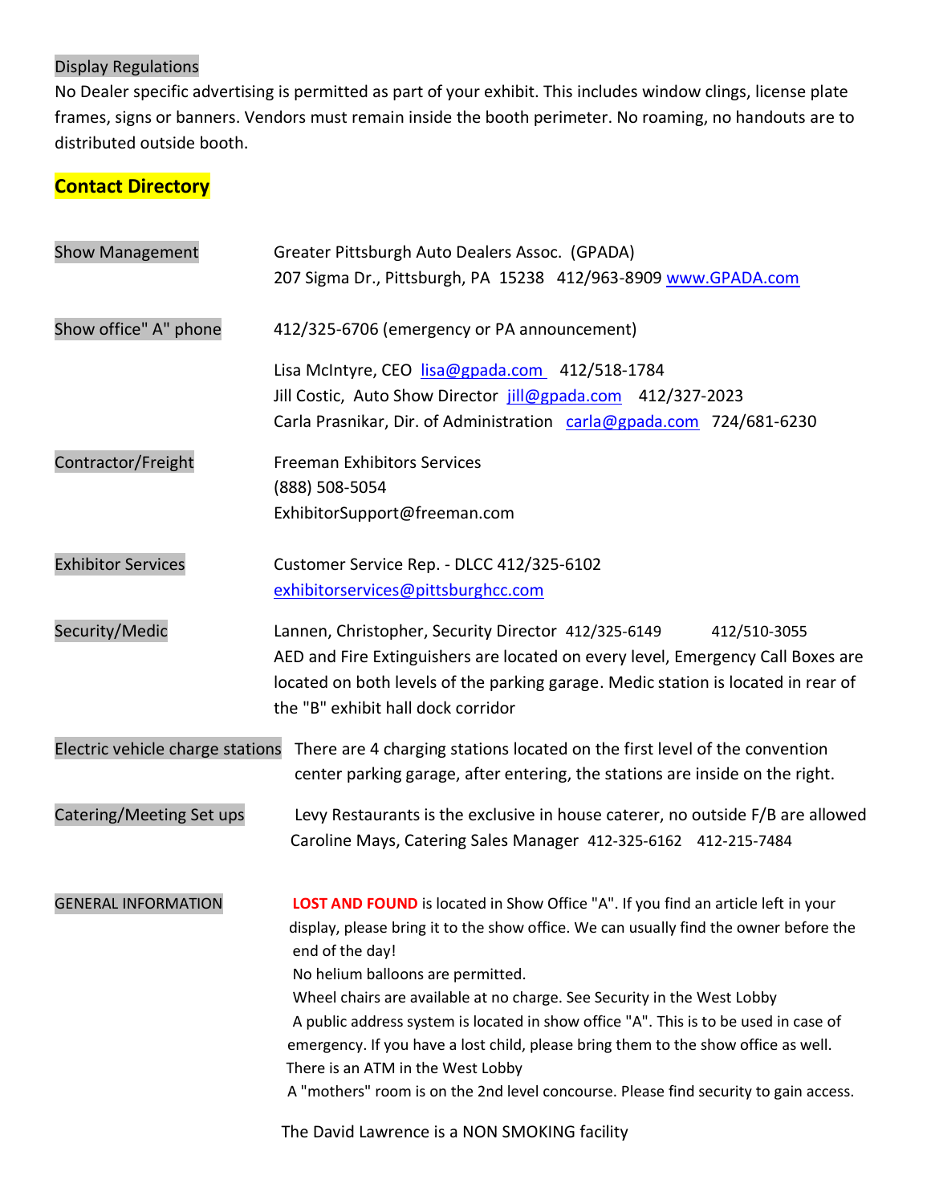Display Regulations

No Dealer specific advertising is permitted as part of your exhibit. This includes window clings, license plate frames, signs or banners. Vendors must remain inside the booth perimeter. No roaming, no handouts are to distributed outside booth.

## Contact Directory

**Show Management**
Greater Pittsburgh Auto Dealers Assoc. (GPADA)
207 Sigma Dr., Pittsburgh, PA 15238 412/963-8909 www.GPADA.com

**Show office" A" phone**
412/325-6706 (emergency or PA announcement)

Lisa McIntyre, CEO lisa@gpada.com 412/518-1784
Jill Costic, Auto Show Director jill@gpada.com 412/327-2023
Carla Prasnikar, Dir. of Administration carla@gpada.com 724/681-6230

**Contractor/Freight**
Freeman Exhibitors Services
(888) 508-5054
ExhibitorSupport@freeman.com

**Exhibitor Services**
Customer Service Rep. - DLCC 412/325-6102
exhibitorservices@pittsburghcc.com

**Security/Medic**
Lannen, Christopher, Security Director 412/325-6149 412/510-3055
AED and Fire Extinguishers are located on every level, Emergency Call Boxes are located on both levels of the parking garage. Medic station is located in rear of the "B" exhibit hall dock corridor

**Electric vehicle charge stations**
There are 4 charging stations located on the first level of the convention center parking garage, after entering, the stations are inside on the right.

**Catering/Meeting Set ups**
Levy Restaurants is the exclusive in house caterer, no outside F/B are allowed
Caroline Mays, Catering Sales Manager 412-325-6162 412-215-7484

**GENERAL INFORMATION**
**LOST AND FOUND** is located in Show Office "A". If you find an article left in your display, please bring it to the show office. We can usually find the owner before the end of the day!
No helium balloons are permitted.
Wheel chairs are available at no charge. See Security in the West Lobby
A public address system is located in show office "A". This is to be used in case of emergency. If you have a lost child, please bring them to the show office as well.
There is an ATM in the West Lobby
A "mothers" room is on the 2nd level concourse. Please find security to gain access.

The David Lawrence is a NON SMOKING facility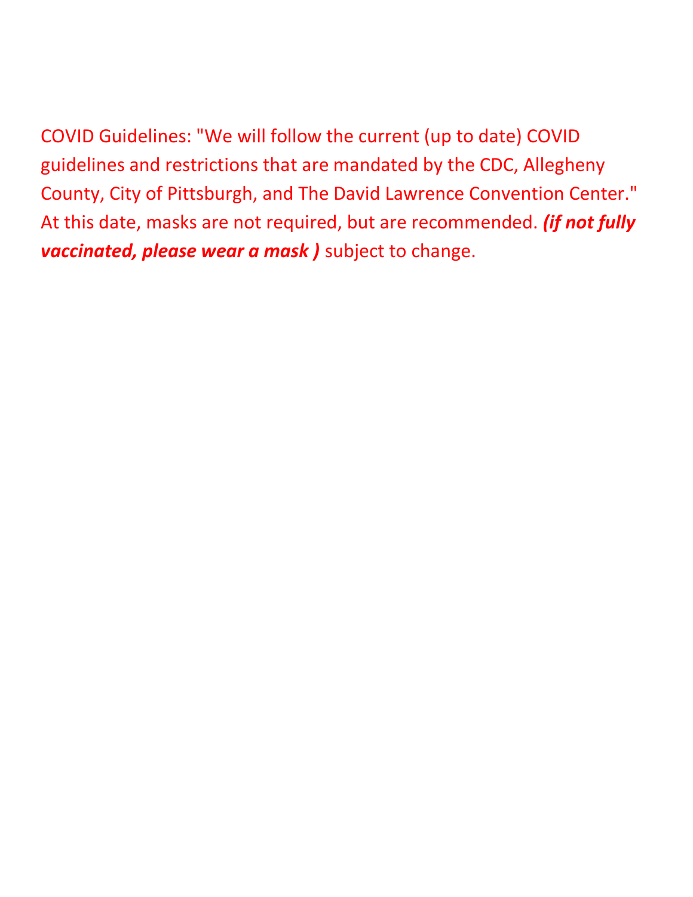COVID Guidelines: "We will follow the current (up to date) COVID guidelines and restrictions that are mandated by the CDC, Allegheny County, City of Pittsburgh, and The David Lawrence Convention Center." At this date, masks are not required, but are recommended. ***(if not fully vaccinated, please wear a mask )*** subject to change.